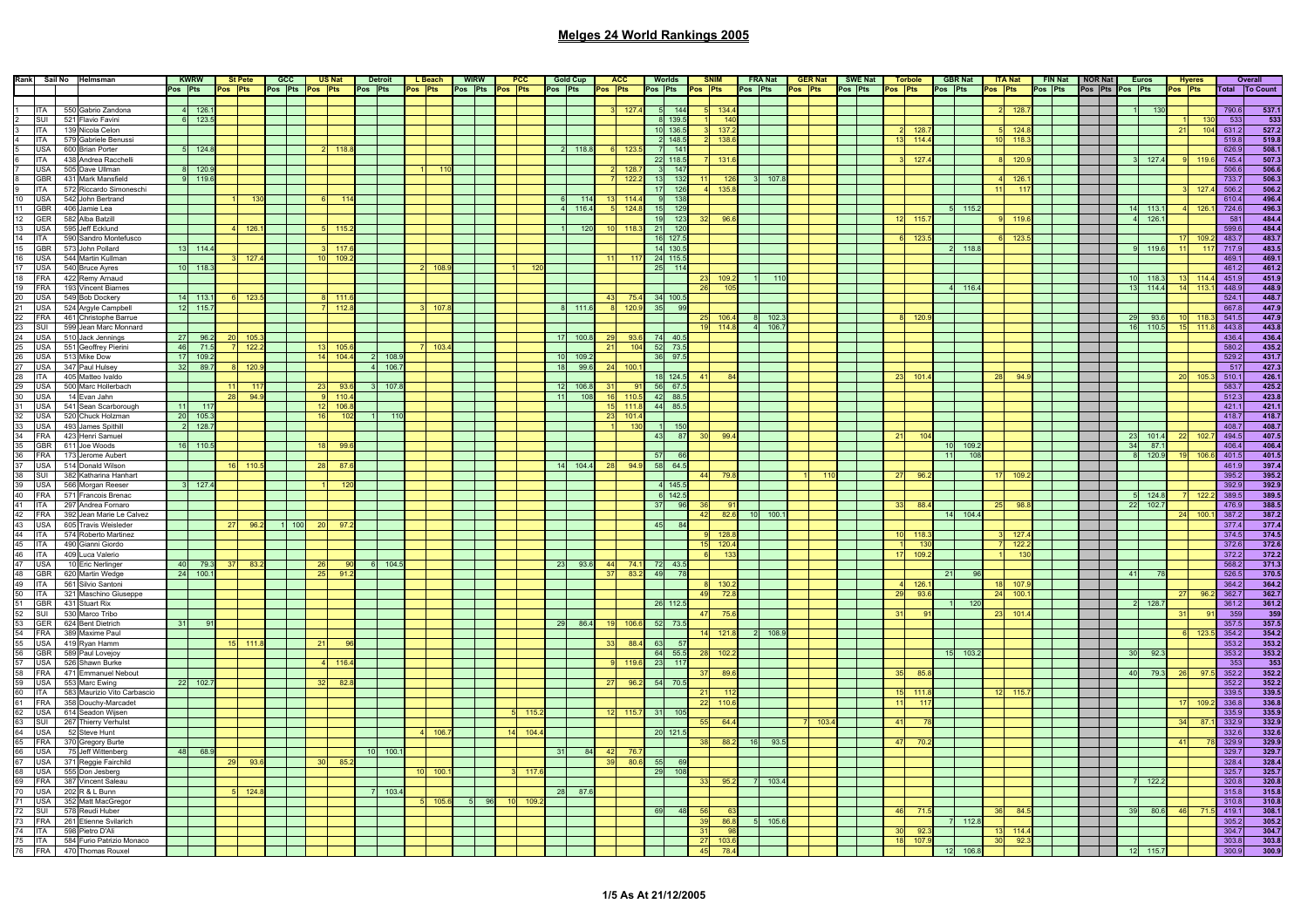# Melges 24 World Rankings 2005

| Rank | Sail No | Helmsman | KWRW | | St Pete | | GCC | | US Nat | | Detroit | | L Beach | | WIRW | | PCC | | Gold Cup | | ACC | | Worlds | | SNIM | | FRA Nat | | GER Nat | | SWE Nat | | Torbole | | GBR Nat | | ITA Nat | | FIN Nat | | NOR Nat | | Euros | | Hyeres | | Overall | |
|---|---|---|---|---|---|---|---|---|---|---|---|---|---|---|---|---|---|---|---|---|---|---|---|---|---|---|---|---|---|---|---|---|---|---|---|---|---|---|---|---|---|---|---|---|---|---|---|---|
| | | | Pos | Pts | Pos | Pts | Pos | Pts | Pos | Pts | Pos | Pts | Pos | Pts | Pos | Pts | Pos | Pts | Pos | Pts | Pos | Pts | Pos | Pts | Pos | Pts | Pos | Pts | Pos | Pts | Pos | Pts | Pos | Pts | Pos | Pts | Pos | Pts | Pos | Pts | Pos | Pts | Pos | Pts | Pos | Pts | Total | To Count |
| 1 | ITA | 550 Gabrio Zandona | 4 | 126.1 | | | | | | | | | | | | | | | | | 3 | 127.4 | 5 | 144 | 5 | 134.4 | | | | | | | | | | | 2 | 128.7 | | | | | 1 | 130 | | | 790.6 | 537.1 |
| 2 | SUI | 521 Flavio Favini | 6 | 123.5 | | | | | | | | | | | | | | | | | | | 8 | 139.5 | 1 | 140 | | | | | | | | | | | | | | | | | | | 1 | 130 | 533 | 533 |
| 3 | ITA | 139 Nicola Celon | | | | | | | | | | | | | | | | | | | | | 10 | 136.5 | 3 | 137.2 | | | | | | | 2 | 128.7 | | | 5 | 124.8 | | | | | | | 21 | 104 | 631.2 | 527.2 |
| 4 | ITA | 579 Gabriele Benussi | | | | | | | | | | | | | | | | | | | | | 2 | 148.5 | 2 | 138.6 | | | | | | | 13 | 114.4 | | | 10 | 118.3 | | | | | | | | | 519.8 | 519.8 |
| 5 | USA | 600 Brian Porter | 5 | 124.8 | | | | | 2 | 118.8 | | | | | | | | | 2 | 118.8 | 6 | 123.5 | 7 | 141 | | | | | | | | | | | | | | | | | | | | | | | 626.9 | 508.1 |
| 6 | ITA | 438 Andrea Racchelli | | | | | | | | | | | | | | | | | | | | | 22 | 118.5 | 7 | 131.6 | | | | | | | 3 | 127.4 | | | 8 | 120.9 | | | | | 3 | 127.4 | 9 | 119.6 | 745.4 | 507.3 |
| 7 | USA | 505 Dave Ullman | 8 | 120.9 | | | | | | | | | 1 | 110 | | | | | | | 2 | 128.7 | 3 | 147 | | | | | | | | | | | | | | | | | | | | | | | 506.6 | 506.6 |
| 8 | GBR | 431 Mark Mansfield | 9 | 119.6 | | | | | | | | | | | | | | | | | 7 | 122.2 | 13 | 132 | 11 | 126 | 3 | 107.8 | | | | | | | | | 4 | 126.1 | | | | | | | | | 733.7 | 506.3 |
| 9 | ITA | 572 Riccardo Simoneschi | | | | | | | | | | | | | | | | | | | | | 17 | 126 | 4 | 135.8 | | | | | | | | | | | 11 | 117 | | | | | | | 3 | 127.4 | 506.2 | 506.2 |
| 10 | USA | 542 John Bertrand | | | 1 | 130 | | | 6 | 114 | | | | | | | | | 6 | 114 | 13 | 114.4 | 9 | 138 | | | | | | | | | | | | | | | | | | | | | | | 610.4 | 496.4 |
| 11 | GBR | 406 Jamie Lea | | | | | | | | | | | | | | | | | 4 | 116.4 | 5 | 124.8 | 15 | 129 | | | | | | | | | | | 5 | 115.2 | | | | | | | 14 | 113.1 | 4 | 126.1 | 724.6 | 496.3 |
| 12 | GER | 582 Alba Batzill | | | | | | | | | | | | | | | | | | | | | 19 | 123 | 32 | 96.6 | | | | | | | 12 | 115.7 | | | 9 | 119.6 | | | | | 4 | 126.1 | | | 581 | 484.4 |
| 13 | USA | 595 Jeff Ecklund | | | 4 | 126.1 | | | 5 | 115.2 | | | | | | | | | 1 | 120 | 10 | 118.3 | 21 | 120 | | | | | | | | | | | | | | | | | | | | | | | 599.6 | 484.4 |
| 14 | ITA | 590 Sandro Montefusco | | | | | | | | | | | | | | | | | | | | | 16 | 127.5 | | | | | | | | | 6 | 123.5 | | | 6 | 123.5 | | | | | | | 17 | 109.2 | 483.7 | 483.7 |
| 15 | GBR | 573 John Pollard | 13 | 114.4 | | | | | 3 | 117.6 | | | | | | | | | | | | | 14 | 130.5 | | | | | | | | | | | 2 | 118.8 | | | | | | | 9 | 119.6 | 11 | 117 | 717.9 | 483.5 |
| 16 | USA | 544 Martin Kullman | | | 3 | 127.4 | | | 10 | 109.2 | | | | | | | | | | | 11 | 117 | 24 | 115.5 | | | | | | | | | | | | | | | | | | | | | | | 469.1 | 469.1 |
| 17 | USA | 540 Bruce Ayres | 10 | 118.3 | | | | | | | | | 2 | 108.9 | | | 1 | 120 | | | | | 25 | 114 | | | | | | | | | | | | | | | | | | | | | | | 461.2 | 461.2 |
| 18 | FRA | 422 Remy Arnaud | | | | | | | | | | | | | | | | | | | | | | | 23 | 109.2 | 1 | 110 | | | | | | | | | | | | | | | 10 | 118.3 | 13 | 114.4 | 451.9 | 451.9 |
| 19 | FRA | 193 Vincent Biarnes | | | | | | | | | | | | | | | | | | | | | | | 26 | 105 | | | | | | | | | 4 | 116.4 | | | | | | | 13 | 114.4 | 14 | 113.1 | 448.9 | 448.9 |
| 20 | USA | 549 Bob Dockery | 14 | 113.1 | 6 | 123.5 | | | 8 | 111.6 | | | | | | | | | | | 43 | 75.4 | 34 | 100.5 | | | | | | | | | | | | | | | | | | | | | | | 524.1 | 448.7 |
| 21 | USA | 524 Argyle Campbell | 12 | 115.7 | | | | | 7 | 112.8 | | | 3 | 107.8 | | | | | 8 | 111.6 | 8 | 120.9 | 35 | 99 | | | | | | | | | | | | | | | | | | | | | | | 667.8 | 447.9 |
| 22 | FRA | 461 Christophe Barrue | | | | | | | | | | | | | | | | | | | | | | | 25 | 106.4 | 8 | 102.3 | | | | | 8 | 120.9 | | | | | | | | | 29 | 93.6 | 10 | 118.3 | 541.5 | 447.9 |
| 23 | SUI | 599 Jean Marc Monnard | | | | | | | | | | | | | | | | | | | | | | | 19 | 114.8 | 4 | 106.7 | | | | | | | | | | | | | | | 16 | 110.5 | 15 | 111.8 | 443.8 | 443.8 |
| 24 | USA | 510 Jack Jennings | 27 | 96.2 | 20 | 105.3 | | | | | | | | | | | | | 17 | 100.8 | 29 | 93.6 | 74 | 40.5 | | | | | | | | | | | | | | | | | | | | | | | 436.4 | 436.4 |
| 25 | USA | 551 Geoffrey Pierini | 46 | 71.5 | 7 | 122.2 | | | 13 | 105.6 | | | 7 | 103.4 | | | | | | | 21 | 104 | 52 | 73.5 | | | | | | | | | | | | | | | | | | | | | | | 580.2 | 435.2 |
| 26 | USA | 513 Mike Dow | 17 | 109.2 | | | | | 14 | 104.4 | 2 | 108.9 | | | | | | | 10 | 109.2 | | | 36 | 97.5 | | | | | | | | | | | | | | | | | | | | | | | 529.2 | 431.7 |
| 27 | USA | 347 Paul Hulsey | 32 | 89.7 | 8 | 120.9 | | | | | 4 | 106.7 | | | | | | | 18 | 99.6 | 24 | 100.1 | | | | | | | | | | | | | | | | | | | | | | | | | 517 | 427.3 |
| 28 | ITA | 405 Matteo Ivaldo | | | | | | | | | | | | | | | | | | | | | 18 | 124.5 | 41 | 84 | | | | | | | 23 | 101.4 | | | 28 | 94.9 | | | | | | | 20 | 105.3 | 510.1 | 426.1 |
| 29 | USA | 500 Marc Hollerbach | | | 11 | 117 | | | 23 | 93.6 | 3 | 107.8 | | | | | | | 12 | 106.8 | 31 | 91 | 56 | 67.5 | | | | | | | | | | | | | | | | | | | | | | | 583.7 | 425.2 |
| 30 | USA | 14 Evan Jahn | | | 28 | 94.9 | | | 9 | 110.4 | | | | | | | | | 11 | 108 | 16 | 110.5 | 42 | 88.5 | | | | | | | | | | | | | | | | | | | | | | | 512.3 | 423.8 |
| 31 | USA | 541 Sean Scarborough | 11 | 117 | | | | | 12 | 106.8 | | | | | | | | | | | 15 | 111.8 | 44 | 85.5 | | | | | | | | | | | | | | | | | | | | | | | 421.1 | 421.1 |
| 32 | USA | 520 Chuck Holzman | 20 | 105.3 | | | | | 16 | 102 | 1 | 110 | | | | | | | | | 23 | 101.4 | | | | | | | | | | | | | | | | | | | | | | | | | 418.7 | 418.7 |
| 33 | USA | 493 James Spithill | 2 | 128.7 | | | | | | | | | | | | | | | | | 1 | 130 | 1 | 150 | | | | | | | | | | | | | | | | | | | | | | | 408.7 | 408.7 |
| 34 | FRA | 423 Henri Samuel | | | | | | | | | | | | | | | | | | | | | 43 | 87 | 30 | 99.4 | | | | | | | 21 | 104 | | | | | | | | | 23 | 101.4 | 22 | 102.7 | 494.5 | 407.5 |
| 35 | GBR | 611 Joe Woods | 16 | 110.5 | | | | | 18 | 99.6 | | | | | | | | | | | | | | | | | | | | | | | | | 10 | 109.2 | | | | | | | 34 | 87.1 | | | 406.4 | 406.4 |
| 36 | FRA | 173 Jerome Aubert | | | | | | | | | | | | | | | | | | | | | 57 | 66 | | | | | | | | | | | 11 | 108 | | | | | | | 8 | 120.9 | 19 | 106.6 | 401.5 | 401.5 |
| 37 | USA | 514 Donald Wilson | | | 16 | 110.5 | | | 28 | 87.6 | | | | | | | | | 14 | 104.4 | 28 | 94.9 | 58 | 64.5 | | | | | | | | | | | | | | | | | | | | | | | 461.9 | 397.4 |
| 38 | SUI | 382 Katharina Hanhart | | | | | | | | | | | | | | | | | | | | | | | 44 | 79.8 | | | 1 | 110 | | | 27 | 96.2 | | | 17 | 109.2 | | | | | | | | | 395.2 | 395.2 |
| 39 | USA | 566 Morgan Reeser | 3 | 127.4 | | | | | 1 | 120 | | | | | | | | | | | | | 4 | 145.5 | | | | | | | | | | | | | | | | | | | | | | | 392.9 | 392.9 |
| 40 | FRA | 571 Francois Brenac | | | | | | | | | | | | | | | | | | | | | 6 | 142.5 | | | | | | | | | | | | | | | | | | | 5 | 124.8 | 7 | 122.2 | 389.5 | 389.5 |
| 41 | ITA | 297 Andrea Fornaro | | | | | | | | | | | | | | | | | | | | | 37 | 96 | 36 | 91 | | | | | | | 33 | 88.4 | | | 25 | 98.8 | | | | | 22 | 102.7 | | | 476.9 | 388.5 |
| 42 | FRA | 392 Jean Marie Le Calvez | | | | | | | | | | | | | | | | | | | | | | | 42 | 82.6 | 10 | 100.1 | | | | | | | 14 | 104.4 | | | | | | | | | 24 | 100.1 | 387.2 | 387.2 |
| 43 | USA | 605 Travis Weisleder | | | 27 | 96.2 | 1 | 100 | 20 | 97.2 | | | | | | | | | | | | | 45 | 84 | | | | | | | | | | | | | | | | | | | | | | | 377.4 | 377.4 |
| 44 | ITA | 574 Roberto Martinez | | | | | | | | | | | | | | | | | | | | | | | 9 | 128.8 | | | | | | | 10 | 118.3 | | | 3 | 127.4 | | | | | | | | | 374.5 | 374.5 |
| 45 | ITA | 490 Gianni Giordo | | | | | | | | | | | | | | | | | | | | | | | 15 | 120.4 | | | | | | | 1 | 130 | | | 7 | 122.2 | | | | | | | | | 372.6 | 372.6 |
| 46 | ITA | 409 Luca Valerio | | | | | | | | | | | | | | | | | | | | | | | 6 | 133 | | | | | | | 17 | 109.2 | | | 1 | 130 | | | | | | | | | 372.2 | 372.2 |
| 47 | USA | 10 Eric Nerlinger | 40 | 79.3 | 37 | 83.2 | | | 26 | 90 | 6 | 104.5 | | | | | | | 23 | 93.6 | 44 | 74.1 | 72 | 43.5 | | | | | | | | | | | | | | | | | | | | | | | 568.2 | 371.3 |
| 48 | GBR | 620 Martin Wedge | 24 | 100.1 | | | | | 25 | 91.2 | | | | | | | | | | | 37 | 83.2 | 49 | 78 | | | | | | | | | | | 21 | 96 | | | | | | | 41 | 78 | | | 526.5 | 370.5 |
| 49 | ITA | 561 Silvio Santoni | | | | | | | | | | | | | | | | | | | | | | | 8 | 130.2 | | | | | | | 4 | 126.1 | | | 18 | 107.9 | | | | | | | | | 364.2 | 364.2 |
| 50 | ITA | 321 Maschino Giuseppe | | | | | | | | | | | | | | | | | | | | | | | 49 | 72.8 | | | | | | | 29 | 93.6 | | | 24 | 100.1 | | | | | | | 27 | 96.2 | 362.7 | 362.7 |
| 51 | GBR | 431 Stuart Rix | | | | | | | | | | | | | | | | | | | | | 26 | 112.5 | | | | | | | | | | | 1 | 120 | | | | | | | 2 | 128.7 | | | 361.2 | 361.2 |
| 52 | SUI | 530 Marco Tribo | | | | | | | | | | | | | | | | | | | | | | | 47 | 75.6 | | | | | | | 31 | 91 | | | 23 | 101.4 | | | | | | | 31 | 91 | 359 | 359 |
| 53 | GER | 624 Bent Dietrich | 31 | 91 | | | | | | | | | | | | | | | 29 | 86.4 | 19 | 106.6 | 52 | 73.5 | | | | | | | | | | | | | | | | | | | | | | | 357.5 | 357.5 |
| 54 | FRA | 389 Maxime Paul | | | | | | | | | | | | | | | | | | | | | | | 14 | 121.8 | 2 | 108.9 | | | | | | | | | | | | | | | | | 6 | 123.5 | 354.2 | 354.2 |
| 55 | USA | 419 Ryan Hamm | | | 15 | 111.8 | | | 21 | 96 | | | | | | | | | | | 33 | 88.4 | 63 | 57 | | | | | | | | | | | | | | | | | | | | | | | 353.2 | 353.2 |
| 56 | GBR | 589 Paul Lovejoy | | | | | | | | | | | | | | | | | | | | | 64 | 55.5 | 28 | 102.2 | | | | | | | | | 15 | 103.2 | | | | | | | 30 | 92.3 | | | 353.2 | 353.2 |
| 57 | USA | 526 Shawn Burke | | | | | | | 4 | 116.4 | | | | | | | | | | | 9 | 119.6 | 23 | 117 | | | | | | | | | | | | | | | | | | | | | | | 353 | 353 |
| 58 | FRA | 471 Emmanuel Nebout | | | | | | | | | | | | | | | | | | | | | | | 37 | 89.6 | | | | | | | 35 | 85.8 | | | | | | | | | 40 | 79.3 | 26 | 97.5 | 352.2 | 352.2 |
| 59 | USA | 553 Marc Ewing | 22 | 102.7 | | | | | 32 | 82.8 | | | | | | | | | | | 27 | 96.2 | 54 | 70.5 | | | | | | | | | | | | | | | | | | | | | | | 352.2 | 352.2 |
| 60 | ITA | 583 Maurizio Vito Carbascio | | | | | | | | | | | | | | | | | | | | | | | 21 | 112 | | | | | | | 15 | 111.8 | | | 12 | 115.7 | | | | | | | | | 339.5 | 339.5 |
| 61 | FRA | 358 Douchy-Marcadet | | | | | | | | | | | | | | | | | | | | | | | 22 | 110.6 | | | | | | | 11 | 117 | | | | | | | | | | | 17 | 109.2 | 336.8 | 336.8 |
| 62 | USA | 614 Seadon Wijsen | | | | | | | | | | | | | | | 5 | 115.2 | | | 12 | 115.7 | 31 | 105 | | | | | | | | | | | | | | | | | | | | | | | 335.9 | 335.9 |
| 63 | SUI | 267 Thierry Verhulst | | | | | | | | | | | | | | | | | | | | | | | 55 | 64.4 | | | 7 | 103.4 | | | 41 | 78 | | | | | | | | | | | 34 | 87.1 | 332.9 | 332.9 |
| 64 | USA | 52 Steve Hunt | | | | | | | | | | | 4 | 106.7 | | | 14 | 104.4 | | | | | 20 | 121.5 | | | | | | | | | | | | | | | | | | | | | | | 332.6 | 332.6 |
| 65 | FRA | 370 Gregory Burte | | | | | | | | | | | | | | | | | | | | | | | 38 | 88.2 | 16 | 93.5 | | | | | 47 | 70.2 | | | | | | | | | | | 41 | 78 | 329.9 | 329.9 |
| 66 | USA | 75 Jeff Wittenberg | 48 | 68.9 | | | | | | | 10 | 100.1 | | | | | | | 31 | 84 | 42 | 76.7 | | | | | | | | | | | | | | | | | | | | | | | | | 329.7 | 329.7 |
| 67 | USA | 371 Reggie Fairchild | | | 29 | 93.6 | | | 30 | 85.2 | | | | | | | | | | | 39 | 80.6 | 55 | 69 | | | | | | | | | | | | | | | | | | | | | | | 328.4 | 328.4 |
| 68 | USA | 555 Don Jesberg | | | | | | | | | | | 10 | 100.1 | | | 3 | 117.6 | | | | | 29 | 108 | | | | | | | | | | | | | | | | | | | | | | | 325.7 | 325.7 |
| 69 | FRA | 387 Vincent Saleau | | | | | | | | | | | | | | | | | | | | | | | 33 | 95.2 | 7 | 103.4 | | | | | | | | | | | | | | | 7 | 122.2 | | | 320.8 | 320.8 |
| 70 | USA | 202 R & L Bunn | | | 5 | 124.8 | | | | | 7 | 103.4 | | | | | | | 28 | 87.6 | | | | | | | | | | | | | | | | | | | | | | | | | | | 315.8 | 315.8 |
| 71 | USA | 352 Matt MacGregor | | | | | | | | | | | 5 | 105.6 | 5 | 96 | 10 | 109.2 | | | | | | | | | | | | | | | | | | | | | | | | | | | | | 310.8 | 310.8 |
| 72 | SUI | 578 Reudi Huber | | | | | | | | | | | | | | | | | | | | | 69 | 48 | 56 | 63 | | | | | | | 46 | 71.5 | | | 36 | 84.5 | | | | | 39 | 80.6 | 46 | 71.5 | 419.1 | 308.1 |
| 73 | FRA | 261 Etienne Svilarich | | | | | | | | | | | | | | | | | | | | | | | 39 | 86.8 | 5 | 105.6 | | | | | | | 7 | 112.8 | | | | | | | | | | | 305.2 | 305.2 |
| 74 | ITA | 598 Pietro D'Ali | | | | | | | | | | | | | | | | | | | | | | | 31 | 98 | | | | | | | 30 | 92.3 | | | 13 | 114.4 | | | | | | | | | 304.7 | 304.7 |
| 75 | ITA | 584 Furio Patrizio Monaco | | | | | | | | | | | | | | | | | | | | | | | 27 | 103.6 | | | | | | | 18 | 107.9 | | | 30 | 92.3 | | | | | | | | | 303.8 | 303.8 |
| 76 | FRA | 470 Thomas Rouxel | | | | | | | | | | | | | | | | | | | | | | | 45 | 78.4 | | | | | | | | | 12 | 106.8 | | | | | | | 12 | 115.7 | | | 300.9 | 300.9 |

As At 21/12/2005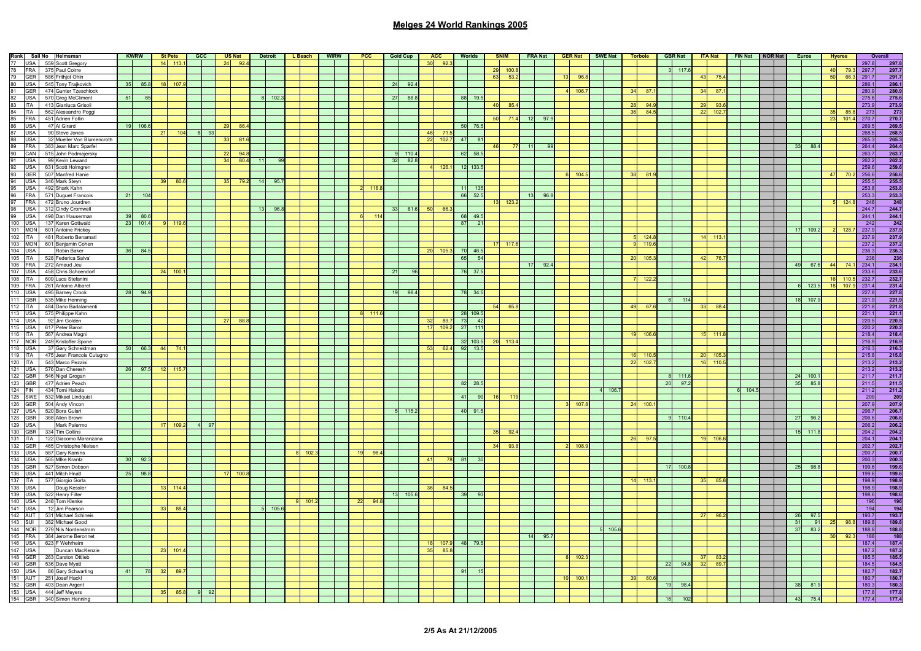# Melges 24 World Rankings 2005

| Rank | Sail No | | Helmsman | KWRW | St Pete | GCC | US Nat | Detroit | L Beach | WIRW | PCC | Gold Cup | ACC | Worlds | SNIM | FRA Nat | GER Nat | SWE Nat | Torbole | GBR Nat | ITA Nat | FIN Nat | NOR Nat | Euros | Hyeres | Overall | |
|---|---|---|---|---|---|---|---|---|---|---|---|---|---|---|---|---|---|---|---|---|---|---|---|---|---|---|---|
| 77 | USA | 559 | Scott Gregory | | 14 113.1 | | 24 92.4 | | | | | | 30 92.3 | | | | | | | | | | | | | 297.8 | 297.8 |
| 78 | FRA | 375 | Paul Coirre | | | | | | | | | | | | | | | | | 3 117.6 | | | | | 40 79.3 | 297.7 | 297.7 |
| 79 | GER | 586 | Frithjof Ohin | | | | | | | | | | | | 63 53.2 | | 13 96.8 | | | | 43 75.4 | | | | 50 66.3 | 291.7 | 291.7 |
| 80 | USA | 545 | Tony Trajkovich | 35 85.8 | 18 107.9 | | | | | | | 24 92.4 | | | | | | | | | | | | | | 286.1 | 286.1 |
| 81 | GER | 474 | Gunter Tzeschlock | | | | | | | | | | | | | | 4 106.7 | | 34 87.1 | | 34 87.1 | | | | | 280.9 | 280.9 |
| 82 | USA | 570 | Greg McCliment | 51 65 | | | | 8 102.3 | | | | 27 88.8 | | 88 19.5 | | | | | | | | | | | | 275.6 | 275.6 |
| 83 | ITA | 413 | Gianluca Grisoli | | | | | | | | | | | | 40 85.4 | | | | 28 94.9 | | 29 93.6 | | | | | 273.9 | 273.9 |
| 84 | ITA | 562 | Alessandro Poggi | | | | | | | | | | | | | | | | 36 84.5 | | 22 102.7 | | | | 35 85.8 | 273 | 273 |
| 85 | FRA | 451 | Adrien Follin | | | | | | | | | | | | 50 71.4 | 12 97.9 | | | | | | | | | 23 101.4 | 270.7 | 270.7 |
| 86 | USA | 47 | Al Girard | 19 106.6 | | | 29 86.4 | | | | | | | 50 76.5 | | | | | | | | | | | | 269.5 | 269.5 |
| 87 | USA | 90 | Steve Jones | | 21 104 | 8 93 | | | | | | | 46 71.5 | | | | | | | | | | | | | 268.5 | 268.5 |
| 88 | USA | 32 | Mueller Von Blumencroth | | | | 33 81.6 | | | | | | 22 102.7 | 47 81 | | | | | | | | | | | | 265.3 | 265.3 |
| 89 | FRA | 383 | Jean Marc Sparfel | | | | | | | | | | | | 46 77 | 11 99 | | | | | | | | 33 88.4 | | 264.4 | 264.4 |
| 90 | CAN | 515 | John Podmajersky | | | | 22 94.8 | | | | | 9 110.4 | | 62 58.5 | | | | | | | | | | | | 263.7 | 263.7 |
| 91 | USA | 99 | Kevin Lewand | | | | 34 80.4 | 11 99 | | | | 32 82.8 | | | | | | | | | | | | | | 262.2 | 262.2 |
| 92 | USA | 631 | Scott Holmgren | | | | | | | | | | 4 126.1 | 12 133.5 | | | | | | | | | | | | 259.6 | 259.6 |
| 93 | GER | 507 | Manfred Hanie | | | | | | | | | | | | | | 6 104.5 | | 38 81.9 | | | | | | 47 70.2 | 256.6 | 256.6 |
| 94 | USA | 346 | Mark Steyn | | 39 80.6 | | 35 79.2 | 14 95.7 | | | | | | | | | | | | | | | | | | 255.5 | 255.5 |
| 95 | USA | 492 | Shark Kahn | | | | | | | | 2 118.8 | | | 11 135 | | | | | | | | | | | | 253.8 | 253.8 |
| 96 | FRA | 571 | Duguet Francois | 21 104 | | | | | | | | | | 66 52.5 | | 13 96.8 | | | | | | | | | | 253.3 | 253.3 |
| 97 | FRA | 472 | Bruno Jourdren | | | | | | | | | | | | 13 123.2 | | | | | | | | | | 5 124.8 | 248 | 248 |
| 98 | USA | 312 | Cindy Cromwell | | | | | 13 96.8 | | | | 33 81.6 | 50 66.3 | | | | | | | | | | | | | 244.7 | 244.7 |
| 99 | USA | 498 | Dan Hauserman | 39 80.6 | | | | | | | 6 114 | | | 68 49.5 | | | | | | | | | | | | 244.1 | 244.1 |
| 100 | USA | 137 | Karen Gottwald | 23 101.4 | 9 119.6 | | | | | | | | | 87 21 | | | | | | | | | | | | 242 | 242 |
| 101 | MON | 601 | Antoine Frickey | | | | | | | | | | | | | | | | | | | | | 17 109.2 | 2 128.7 | 237.9 | 237.9 |
| 102 | ITA | 481 | Roberto Benamati | | | | | | | | | | | | | | | | 5 124.8 | | 14 113.1 | | | | | 237.9 | 237.9 |
| 103 | MON | 601 | Benjamin Cohen | | | | | | | | | | | | 17 117.6 | | | | 9 119.6 | | | | | | | 237.2 | 237.2 |
| 104 | USA | | Robin Baker | 36 84.5 | | | | | | | | | 20 105.3 | 70 46.5 | | | | | | | | | | | | 236.3 | 236.3 |
| 105 | ITA | 528 | Federica Salva' | | | | | | | | | | | 65 54 | | | | | 20 105.3 | | 42 76.7 | | | | | 236 | 236 |
| 106 | FRA | 272 | Arnaud Jeu | | | | | | | | | | | | | 17 92.4 | | | | | | | | 49 67.6 | 44 74.1 | 234.1 | 234.1 |
| 107 | USA | 458 | Chris Schoendorf | | 24 100.1 | | | | | | | 21 96 | | 76 37.5 | | | | | | | | | | | | 233.6 | 233.6 |
| 108 | ITA | 609 | Luca Stefanini | | | | | | | | | | | | | | | | 7 122.2 | | | | | | 16 110.5 | 232.7 | 232.7 |
| 109 | FRA | 261 | Antoine Albaret | | | | | | | | | | | | | | | | | | | | | 6 123.5 | 18 107.9 | 231.4 | 231.4 |
| 110 | USA | 495 | Barney Crook | 28 94.9 | | | | | | | | 19 98.4 | | 78 34.5 | | | | | | | | | | | | 227.8 | 227.8 |
| 111 | GBR | 535 | Mike Henning | | | | | | | | | | | | | | | | | 6 114 | | | | 18 107.9 | | 221.9 | 221.9 |
| 112 | ITA | 484 | Dario Badalamenti | | | | | | | | | | | | 54 65.8 | | | | 49 67.6 | | 33 88.4 | | | | | 221.8 | 221.8 |
| 113 | USA | 575 | Philippe Kahn | | | | | | | | 8 111.6 | | | 28 109.5 | | | | | | | | | | | | 221.1 | 221.1 |
| 114 | USA | 92 | Jim Golden | | | | 27 88.8 | | | | | | 32 89.7 | 73 42 | | | | | | | | | | | | 220.5 | 220.5 |
| 115 | USA | 617 | Peter Baron | | | | | | | | | | 17 109.2 | 27 111 | | | | | | | | | | | | 220.2 | 220.2 |
| 116 | ITA | 567 | Andrea Magni | | | | | | | | | | | | | | | | 19 106.6 | | 15 111.8 | | | | | 218.4 | 218.4 |
| 117 | NOR | 249 | Kristoffer Spone | | | | | | | | | | | 32 103.5 | 20 113.4 | | | | | | | | | | | 216.9 | 216.9 |
| 118 | USA | 37 | Gary Schneidman | 50 66.3 | 44 74.1 | | | | | | | | 53 62.4 | 92 13.5 | | | | | | | | | | | | 216.3 | 216.3 |
| 119 | ITA | 475 | Jean Francois Cutugno | | | | | | | | | | | | | | | | 16 110.5 | | 20 105.3 | | | | | 215.8 | 215.8 |
| 120 | ITA | 543 | Marco Pezzini | | | | | | | | | | | | | | | | 22 102.7 | | 16 110.5 | | | | | 213.2 | 213.2 |
| 121 | USA | 576 | Dan Cheresh | 26 97.5 | 12 115.7 | | | | | | | | | | | | | | | | | | | | | 213.2 | 213.2 |
| 122 | GBR | 546 | Nigel Grogan | | | | | | | | | | | | | | | | | 8 111.6 | | | | 24 100.1 | | 211.7 | 211.7 |
| 123 | GBR | 477 | Adrien Peach | | | | | | | | | | | 82 28.5 | | | | | | 20 97.2 | | | | 35 85.8 | | 211.5 | 211.5 |
| 124 | FIN | 434 | Tomi Hakola | | | | | | | | | | | | | | | 4 106.7 | | | | 6 104.5 | | | | 211.2 | 211.2 |
| 125 | SWE | 532 | Mikael Lindquist | | | | | | | | | | | 41 90 | 16 119 | | | | | | | | | | | 209 | 209 |
| 126 | GER | 504 | Andy Vincon | | | | | | | | | | | | | | 3 107.8 | | 24 100.1 | | | | | | | 207.9 | 207.9 |
| 127 | USA | 520 | Bora Gulari | | | | | | | | | 5 115.2 | | 40 91.5 | | | | | | | | | | | | 206.7 | 206.7 |
| 128 | GBR | 368 | Allen Brown | | | | | | | | | | | | | | | | | 9 110.4 | | | | 27 96.2 | | 206.6 | 206.6 |
| 129 | USA | | Mark Palermo | | 17 109.2 | 4 97 | | | | | | | | | | | | | | | | | | | | 206.2 | 206.2 |
| 130 | GBR | 334 | Tim Collins | | | | | | | | | | | | 35 92.4 | | | | | | | | | 15 111.8 | | 204.2 | 204.2 |
| 131 | ITA | 122 | Giacomo Maranzana | | | | | | | | | | | | | | | | 26 97.5 | | 19 106.6 | | | | | 204.1 | 204.1 |
| 132 | GER | 465 | Christophe Nielsen | | | | | | | | | | | | 34 93.8 | | 2 108.9 | | | | | | | | | 202.7 | 202.7 |
| 133 | USA | 587 | Gary Kamins | | | | | | 8 102.3 | | 19 98.4 | | | | | | | | | | | | | | | 200.7 | 200.7 |
| 134 | USA | 565 | Mike Krantz | 30 92.3 | | | | | | | | | 41 78 | 81 30 | | | | | | | | | | | | 200.3 | 200.3 |
| 135 | GBR | 527 | Simon Dobson | | | | | | | | | | | | | | | | | 17 100.8 | | | | 25 98.8 | | 199.6 | 199.6 |
| 136 | USA | 441 | Mitch Hnatt | 25 98.8 | | | 17 100.8 | | | | | | | | | | | | | | | | | | | 199.6 | 199.6 |
| 137 | ITA | 577 | Giorgio Gorla | | | | | | | | | | | | | | | | 14 113.1 | | 35 85.8 | | | | | 198.9 | 198.9 |
| 138 | USA | | Doug Kessler | | 13 114.4 | | | | | | | | 36 84.5 | | | | | | | | | | | | | 198.9 | 198.9 |
| 139 | USA | 522 | Henry Filter | | | | | | | | | 13 105.6 | | 39 93 | | | | | | | | | | | | 198.6 | 198.6 |
| 140 | USA | 248 | Tom Klenke | | | | | | 9 101.2 | | 22 94.8 | | | | | | | | | | | | | | | 196 | 196 |
| 141 | USA | 12 | Jim Pearson | | 33 88.4 | | | 5 105.6 | | | | | | | | | | | | | | | | | | 194 | 194 |
| 142 | AUT | 531 | Michael Schineis | | | | | | | | | | | | | | | | | | 27 96.2 | | | 26 97.5 | | 193.7 | 193.7 |
| 143 | SUI | 382 | Michael Good | | | | | | | | | | | | | | | | | | | | | 31 91 | 25 98.8 | 189.8 | 189.8 |
| 144 | NOR | 279 | Nils Nordenstrom | | | | | | | | | | | | | | | 5 105.6 | | | | | | 37 83.2 | | 188.8 | 188.8 |
| 145 | FRA | 384 | Jerome Beronnet | | | | | | | | | | | | | 14 95.7 | | | | | | | | | 30 92.3 | 188 | 188 |
| 146 | USA | 623 | F Wehrheim | | | | | | | | | | 18 107.9 | 48 79.5 | | | | | | | | | | | | 187.4 | 187.4 |
| 147 | USA | | Duncan MacKenzie | | 23 101.4 | | | | | | | | 35 85.8 | | | | | | | | | | | | | 187.2 | 187.2 |
| 148 | GER | 263 | Carston Ottlieb | | | | | | | | | | | | | | 8 102.3 | | | | 37 83.2 | | | | | 185.5 | 185.5 |
| 149 | GBR | 536 | Dave Myatt | | | | | | | | | | | | | | | | | 22 94.8 | 32 89.7 | | | | | 184.5 | 184.5 |
| 150 | USA | 86 | Gary Schwarting | 41 78 | 32 89.7 | | | | | | | | | 91 15 | | | | | | | | | | | | 182.7 | 182.7 |
| 151 | AUT | 251 | Josef Hackl | | | | | | | | | | | | | | 10 100.1 | | 39 80.6 | | | | | | | 180.7 | 180.7 |
| 152 | GBR | 403 | Dean Argent | | | | | | | | | | | | | | | | | 19 98.4 | | | | 38 81.9 | | 180.3 | 180.3 |
| 153 | USA | 444 | Jeff Meyers | | 35 85.8 | 9 92 | | | | | | | | | | | | | | | | | | | | 177.8 | 177.8 |
| 154 | GBR | 340 | Simon Henning | | | | | | | | | | | | | | | | | 16 102 | | | | 43 75.4 | | 177.4 | 177.4 |

As At 21/12/2005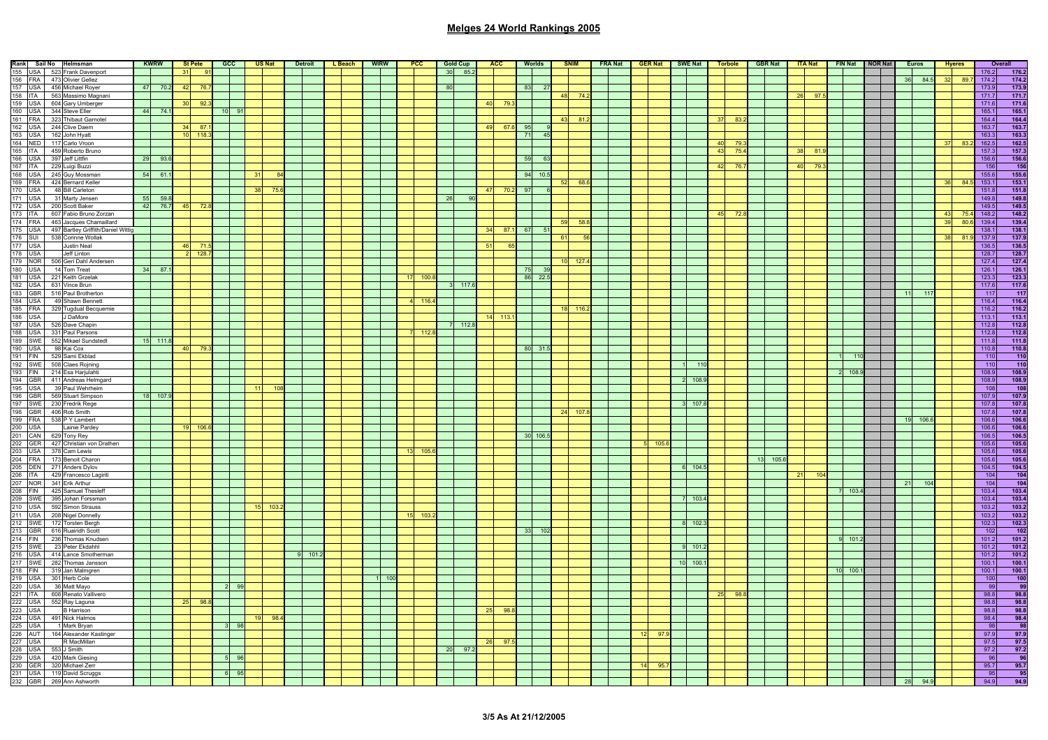## Melges 24 World Rankings 2005

| Rank | Nat | Sail No | Helmsman | KWRW | St Pete | GCC | US Nat | Detroit | L Beach | WIRW | PCC | Gold Cup | ACC | Worlds | SNIM | FRA Nat | GER Nat | SWE Nat | Torbole | GBR Nat | ITA Nat | FIN Nat | NOR Nat | Euros | Hyeres | Overall | |
|---|---|---|---|---|---|---|---|---|---|---|---|---|---|---|---|---|---|---|---|---|---|---|---|---|---|---|---|
| 155 | USA | 523 | Frank Davenport | | 31 91 | | | | | | | 30 85.2 | | | | | | | | | | | | | | 176.2 | 176.2 |
| 156 | FRA | 473 | Olivier Gellez | | | | | | | | | | | | | | | | | | | | | 36 84.5 | 32 89.7 | 174.2 | 174.2 |
| 157 | USA | 456 | Michael Royer | 47 70.2 | 42 76.7 | | | | | | | 80 | | 83 27 | | | | | | | | | | | | 173.9 | 173.9 |
| 158 | ITA | 563 | Massimo Magnani | | | | | | | | | | | | 48 74.2 | | | | | | 26 97.5 | | | | | 171.7 | 171.7 |
| 159 | USA | 604 | Gary Umberger | | 30 92.3 | | | | | | | | 40 79.3 | | | | | | | | | | | | | 171.6 | 171.6 |
| 160 | USA | 344 | Steve Eller | 44 74.1 | | 10 91 | | | | | | | | | | | | | | | | | | | | 165.1 | 165.1 |
| 161 | FRA | 323 | Thibaut Garnotel | | | | | | | | | | | | 43 81.2 | | | | 37 83.2 | | | | | | | 164.4 | 164.4 |
| 162 | USA | 244 | Clive Daem | | 34 87.1 | | | | | | | | 49 67.6 | 95 9 | | | | | | | | | | | | 163.7 | 163.7 |
| 163 | USA | 162 | John Hyatt | | 10 118.3 | | | | | | | | | 71 45 | | | | | | | | | | | | 163.3 | 163.3 |
| 164 | NED | 117 | Carlo Vroon | | | | | | | | | | | | | | | | 40 79.3 | | | | | | 37 83.2 | 162.5 | 162.5 |
| 165 | ITA | 459 | Roberto Bruno | | | | | | | | | | | | | | | | 43 75.4 | | 38 81.9 | | | | | 157.3 | 157.3 |
| 166 | USA | 397 | Jeff Littfin | 29 93.6 | | | | | | | | | | 59 63 | | | | | | | | | | | | 156.6 | 156.6 |
| 167 | ITA | 229 | Luigi Buzzi | | | | | | | | | | | | | | | | 42 76.7 | | 40 79.3 | | | | | 156 | 156 |
| 168 | USA | 245 | Guy Mossman | 54 61.1 | | | 31 84 | | | | | | | 94 10.5 | | | | | | | | | | | | 155.6 | 155.6 |
| 169 | FRA | 424 | Bernard Keller | | | | | | | | | | | | 52 68.6 | | | | | | | | | | 36 84.5 | 153.1 | 153.1 |
| 170 | USA | 48 | Bill Carleton | | | | 38 75.6 | | | | | | 47 70.2 | 97 6 | | | | | | | | | | | | 151.8 | 151.8 |
| 171 | USA | 31 | Marty Jensen | 55 59.8 | | | | | | | | 26 90 | | | | | | | | | | | | | | 149.8 | 149.8 |
| 172 | USA | 200 | Scott Baker | 42 76.7 | 45 72.8 | | | | | | | | | | | | | | | | | | | | | 149.5 | 149.5 |
| 173 | ITA | 607 | Fabio Bruno Zorzan | | | | | | | | | | | | | | | | 45 72.8 | | | | | | 43 75.4 | 148.2 | 148.2 |
| 174 | FRA | 463 | Jacques Chamaillard | | | | | | | | | | | | 59 58.8 | | | | | | | | | | 39 80.6 | 139.4 | 139.4 |
| 175 | USA | 497 | Bartley Griffith/Daniel Wittig | | | | | | | | | | 34 87.1 | 67 51 | | | | | | | | | | | | 138.1 | 138.1 |
| 176 | SUI | 538 | Corinne Wollak | | | | | | | | | | | | 61 56 | | | | | | | | | | 38 81.9 | 137.9 | 137.9 |
| 177 | USA | | Justin Neal | | 46 71.5 | | | | | | | | 51 65 | | | | | | | | | | | | | 136.5 | 136.5 |
| 178 | USA | | Jeff Linton | | 2 128.7 | | | | | | | | | | | | | | | | | | | | | 128.7 | 128.7 |
| 179 | NOR | 506 | Geri Dahl Andersen | | | | | | | | | | | | 10 127.4 | | | | | | | | | | | 127.4 | 127.4 |
| 180 | USA | 14 | Tom Treat | 34 87.1 | | | | | | | | | | 75 39 | | | | | | | | | | | | 126.1 | 126.1 |
| 181 | USA | 221 | Keith Grzelak | | | | | | | | 17 100.8 | | | 86 22.5 | | | | | | | | | | | | 123.3 | 123.3 |
| 182 | USA | 631 | Vince Brun | | | | | | | | | 3 117.6 | | | | | | | | | | | | | | 117.6 | 117.6 |
| 183 | GBR | 516 | Paul Brotherton | | | | | | | | | | | | | | | | | | | | | 11 117 | | 117 | 117 |
| 184 | USA | 49 | Shawn Bennett | | | | | | | | 4 116.4 | | | | | | | | | | | | | | | 116.4 | 116.4 |
| 185 | FRA | 329 | Tugdual Becquemie | | | | | | | | | | | | 18 116.2 | | | | | | | | | | | 116.2 | 116.2 |
| 186 | USA | | J DaMore | | | | | | | | | | 14 113.1 | | | | | | | | | | | | | 113.1 | 113.1 |
| 187 | USA | 526 | Dave Chapin | | | | | | | | | 7 112.8 | | | | | | | | | | | | | | 112.8 | 112.8 |
| 188 | USA | 331 | Paul Parsons | | | | | | | | 7 112.8 | | | | | | | | | | | | | | | 112.8 | 112.8 |
| 189 | SWE | 552 | Mikael Sundstedt | 15 111.8 | | | | | | | | | | | | | | | | | | | | | | 111.8 | 111.8 |
| 190 | USA | 98 | Kai Cox | | 40 79.3 | | | | | | | | | 80 31.5 | | | | | | | | | | | | 110.8 | 110.8 |
| 191 | FIN | 529 | Sami Ekblad | | | | | | | | | | | | | | | | | | | 1 110 | | | | 110 | 110 |
| 192 | SWE | 508 | Claes Rojning | | | | | | | | | | | | | | | 1 110 | | | | | | | | 110 | 110 |
| 193 | FIN | 214 | Esa Harjulahti | | | | | | | | | | | | | | | | | | | 2 108.9 | | | | 108.9 | 108.9 |
| 194 | GBR | 411 | Andreas Helmgard | | | | | | | | | | | | | | | 2 108.9 | | | | | | | | 108.9 | 108.9 |
| 195 | USA | 39 | Paul Wehrheim | | | | 11 108 | | | | | | | | | | | | | | | | | | | 108 | 108 |
| 196 | GBR | 569 | Stuart Simpson | 18 107.9 | | | | | | | | | | | | | | | | | | | | | | 107.9 | 107.9 |
| 197 | SWE | 230 | Fredrik Rege | | | | | | | | | | | | | | | 3 107.8 | | | | | | | | 107.8 | 107.8 |
| 198 | GBR | 406 | Rob Smith | | | | | | | | | | | | 24 107.8 | | | | | | | | | | | 107.8 | 107.8 |
| 199 | FRA | 538 | P Y Lambert | | | | | | | | | | | | | | | | | | | | | 19 106.6 | | 106.6 | 106.6 |
| 200 | USA | | Lainie Pardey | | 19 106.6 | | | | | | | | | | | | | | | | | | | | | 106.6 | 106.6 |
| 201 | CAN | 629 | Tony Rey | | | | | | | | | | | 30 106.5 | | | | | | | | | | | | 106.5 | 106.5 |
| 202 | GER | 427 | Christian von Drathen | | | | | | | | | | | | | | 5 105.6 | | | | | | | | | 105.6 | 105.6 |
| 203 | USA | 378 | Cam Lewis | | | | | | | | 13 105.6 | | | | | | | | | | | | | | | 105.6 | 105.6 |
| 204 | FRA | 173 | Benoit Charon | | | | | | | | | | | | | | | | | 13 105.6 | | | | | | 105.6 | 105.6 |
| 205 | DEN | 271 | Anders Dylov | | | | | | | | | | | | | | | 6 104.5 | | | | | | | | 104.5 | 104.5 |
| 206 | ITA | 429 | Francesco Lagiriti | | | | | | | | | | | | | | | | | | 21 104 | | | | | 104 | 104 |
| 207 | NOR | 341 | Erik Arthur | | | | | | | | | | | | | | | | | | | | | 21 104 | | 104 | 104 |
| 208 | FIN | 425 | Samuel Thesleff | | | | | | | | | | | | | | | | | | | 7 103.4 | | | | 103.4 | 103.4 |
| 209 | SWE | 395 | Johan Forssman | | | | | | | | | | | | | | | 7 103.4 | | | | | | | | 103.4 | 103.4 |
| 210 | USA | 592 | Simon Strauss | | | | 15 103.2 | | | | | | | | | | | | | | | | | | | 103.2 | 103.2 |
| 211 | USA | 208 | Nigel Donnelly | | | | | | | | 15 103.2 | | | | | | | | | | | | | | | 103.2 | 103.2 |
| 212 | SWE | 172 | Torsten Bergh | | | | | | | | | | | | | | | 8 102.3 | | | | | | | | 102.3 | 102.3 |
| 213 | GBR | 616 | Ruairidh Scott | | | | | | | | | | | 33 102 | | | | | | | | | | | | 102 | 102 |
| 214 | FIN | 236 | Thomas Knudsen | | | | | | | | | | | | | | | | | | | 9 101.2 | | | | 101.2 | 101.2 |
| 215 | SWE | 23 | Peter Ekdahl | | | | | | | | | | | | | | | 9 101.2 | | | | | | | | 101.2 | 101.2 |
| 216 | USA | 414 | Lance Smotherman | | | | | 9 101.2 | | | | | | | | | | | | | | | | | | 101.2 | 101.2 |
| 217 | SWE | 282 | Thomas Jansson | | | | | | | | | | | | | | | 10 100.1 | | | | | | | | 100.1 | 100.1 |
| 218 | FIN | 319 | Jan Malmgren | | | | | | | | | | | | | | | | | | | 10 100.1 | | | | 100.1 | 100.1 |
| 219 | USA | 301 | Herb Cole | | | | | | | 1 100 | | | | | | | | | | | | | | | | 100 | 100 |
| 220 | USA | 36 | Matt Mayo | | | 2 99 | | | | | | | | | | | | | | | | | | | | 99 | 99 |
| 221 | ITA | 608 | Renato Vallivero | | | | | | | | | | | | | | | | 25 98.8 | | | | | | | 98.8 | 98.8 |
| 222 | USA | 552 | Ray Laguna | | 25 98.8 | | | | | | | | | | | | | | | | | | | | | 98.8 | 98.8 |
| 223 | USA | | B Harrison | | | | | | | | | | 25 98.8 | | | | | | | | | | | | | 98.8 | 98.8 |
| 224 | USA | 491 | Nick Halmos | | | | 19 98.4 | | | | | | | | | | | | | | | | | | | 98.4 | 98.4 |
| 225 | USA | 1 | Mark Bryan | | | 3 98 | | | | | | | | | | | | | | | | | | | | 98 | 98 |
| 226 | AUT | 164 | Alexander Kastlinger | | | | | | | | | | | | | | 12 97.9 | | | | | | | | | 97.9 | 97.9 |
| 227 | USA | | R MacMillan | | | | | | | | | | 26 97.5 | | | | | | | | | | | | | 97.5 | 97.5 |
| 228 | USA | 553 | J Smith | | | | | | | | | 20 97.2 | | | | | | | | | | | | | | 97.2 | 97.2 |
| 229 | USA | 420 | Mark Giesing | | | 5 96 | | | | | | | | | | | | | | | | | | | | 96 | 96 |
| 230 | GER | 320 | Michael Zerr | | | | | | | | | | | | | | 14 95.7 | | | | | | | | | 95.7 | 95.7 |
| 231 | USA | 119 | David Scruggs | | | 6 95 | | | | | | | | | | | | | | | | | | | | 95 | 95 |
| 232 | GBR | 269 | Ann Ashworth | | | | | | | | | | | | | | | | | | | | | 28 94.9 | | 94.9 | 94.9 |

As At 21/12/2005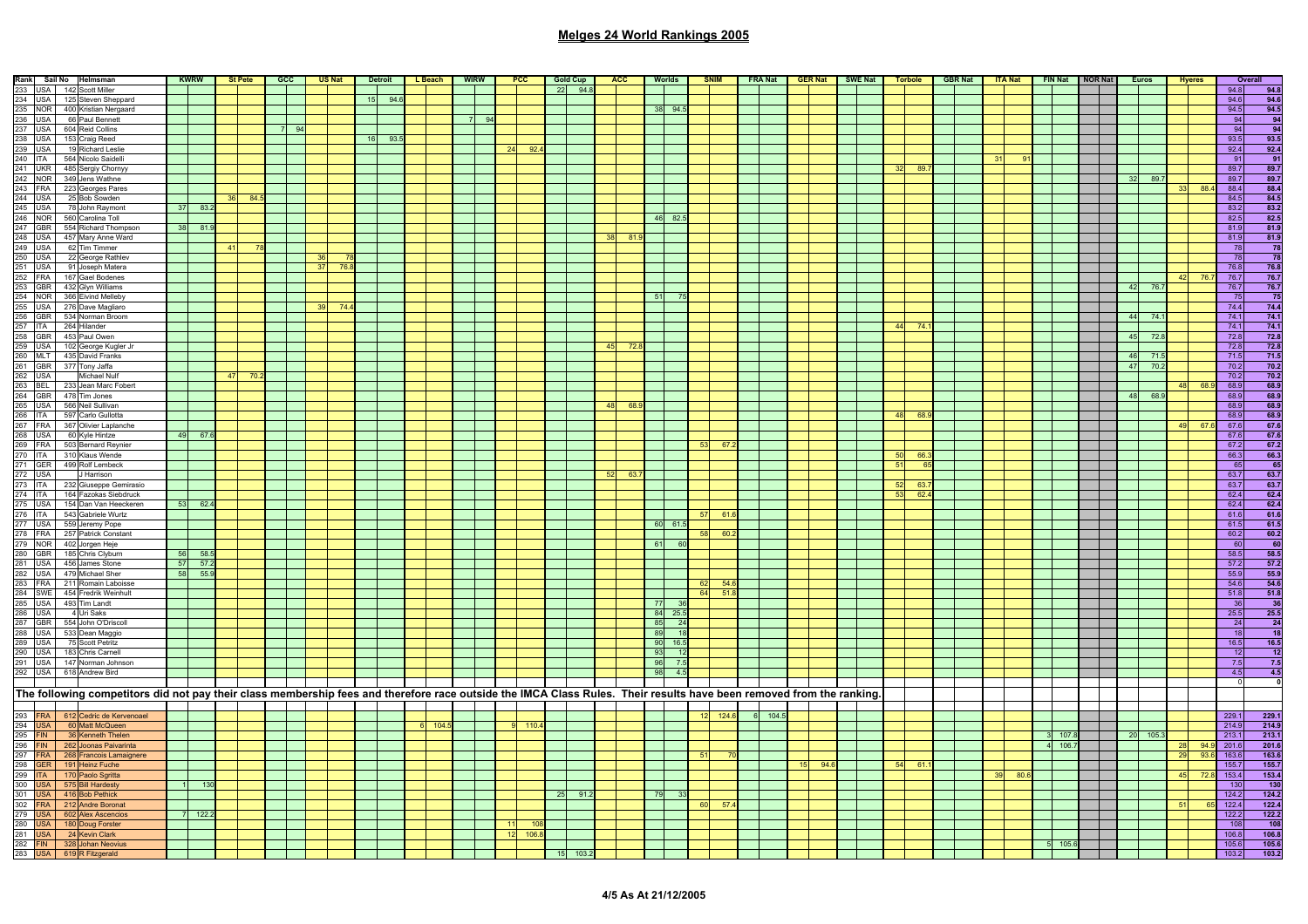# Melges 24 World Rankings 2005

| Rank | Sail No | | Helmsman | KWRW | | St Pete | | GCC | | US Nat | | Detroit | | L Beach | | WIRW | | PCC | | Gold Cup | | ACC | | Worlds | | SNIM | | FRA Nat | | GER Nat | | SWE Nat | | Torbole | | GBR Nat | | ITA Nat | | FIN Nat | | NOR Nat | | Euros | | Hyeres | | Overall | |
|---|---|---|---|---|---|---|---|---|---|---|---|---|---|---|---|---|---|---|---|---|---|---|---|---|---|---|---|---|---|---|---|---|---|---|---|---|---|---|---|---|---|---|---|---|---|---|---|---|---|
| 233 | USA | 142 | Scott Miller | | | | | | | | | | | | | | | | | 22 | 94.8 | | | | | | | | | | | | | | | | | | | | | | | | | | | 94.8 | 94.8 |
| 234 | USA | 125 | Steven Sheppard | | | | | | | | | 15 | 94.6 | | | | | | | | | | | | | | | | | | | | | | | | | | | | | | | | | | | 94.6 | 94.6 |
| 235 | NOR | 400 | Kristian Nergaard | | | | | | | | | | | | | | | | | | | | | 38 | 94.5 | | | | | | | | | | | | | | | | | | | | | | | 94.5 | 94.5 |
| 236 | USA | 66 | Paul Bennett | | | | | | | | | | | | | 7 | 94 | | | | | | | | | | | | | | | | | | | | | | | | | | | | | | | 94 | 94 |
| 237 | USA | 604 | Reid Collins | | | | | 7 | 94 | | | | | | | | | | | | | | | | | | | | | | | | | | | | | | | | | | | | | | | 94 | 94 |
| 238 | USA | 153 | Craig Reed | | | | | | | | | 16 | 93.5 | | | | | | | | | | | | | | | | | | | | | | | | | | | | | | | | | | | 93.5 | 93.5 |
| 239 | USA | 19 | Richard Leslie | | | | | | | | | | | | | | | 24 | 92.4 | | | | | | | | | | | | | | | | | | | | | | | | | | | | | 92.4 | 92.4 |
| 240 | ITA | 564 | Nicolo Saidelli | | | | | | | | | | | | | | | | | | | | | | | | | | | | | | | | | | | 31 | 91 | | | | | | | | | 91 | 91 |
| 241 | UKR | 485 | Sergiy Chornyy | | | | | | | | | | | | | | | | | | | | | | | | | | | | | | | 32 | 89.7 | | | | | | | | | | | | | 89.7 | 89.7 |
| 242 | NOR | 349 | Jens Wathne | | | | | | | | | | | | | | | | | | | | | | | | | | | | | | | | | | | | | | | | | 32 | 89.7 | | | 89.7 | 89.7 |
| 243 | FRA | 223 | Georges Pares | | | | | | | | | | | | | | | | | | | | | | | | | | | | | | | | | | | | | | | | | | | 33 | 88.4 | 88.4 | 88.4 |
| 244 | USA | 25 | Bob Sowden | | | 36 | 84.5 | | | | | | | | | | | | | | | | | | | | | | | | | | | | | | | | | | | | | | | | | 84.5 | 84.5 |
| 245 | USA | 78 | John Raymont | 37 | 83.2 | | | | | | | | | | | | | | | | | | | | | | | | | | | | | | | | | | | | | | | | | | | 83.2 | 83.2 |
| 246 | NOR | 560 | Carolina Toll | | | | | | | | | | | | | | | | | | | | | 46 | 82.5 | | | | | | | | | | | | | | | | | | | | | | | 82.5 | 82.5 |
| 247 | GBR | 554 | Richard Thompson | 38 | 81.9 | | | | | | | | | | | | | | | | | | | | | | | | | | | | | | | | | | | | | | | | | | | 81.9 | 81.9 |
| 248 | USA | 457 | Mary Anne Ward | | | | | | | | | | | | | | | | | | | 38 | 81.9 | | | | | | | | | | | | | | | | | | | | | | | | | 81.9 | 81.9 |
| 249 | USA | 62 | Tim Timmer | | | 41 | 78 | | | | | | | | | | | | | | | | | | | | | | | | | | | | | | | | | | | | | | | | | 78 | 78 |
| 250 | USA | 22 | George Rathlev | | | | | | | 36 | 78 | | | | | | | | | | | | | | | | | | | | | | | | | | | | | | | | | | | | | 78 | 78 |
| 251 | USA | 91 | Joseph Matera | | | | | | | 37 | 76.8 | | | | | | | | | | | | | | | | | | | | | | | | | | | | | | | | | | | | | 76.8 | 76.8 |
| 252 | FRA | 167 | Gael Bodenes | | | | | | | | | | | | | | | | | | | | | | | | | | | | | | | | | | | | | | | | | | | 42 | 76.7 | 76.7 | 76.7 |
| 253 | GBR | 432 | Glyn Williams | | | | | | | | | | | | | | | | | | | | | | | | | | | | | | | | | | | | | | | | | 42 | 76.7 | | | 76.7 | 76.7 |
| 254 | NOR | 366 | Eivind Melleby | | | | | | | | | | | | | | | | | | | | | 51 | 75 | | | | | | | | | | | | | | | | | | | | | | | 75 | 75 |
| 255 | USA | 276 | Dave Magliaro | | | | | | | 39 | 74.4 | | | | | | | | | | | | | | | | | | | | | | | | | | | | | | | | | | | | | 74.4 | 74.4 |
| 256 | GBR | 534 | Norman Broom | | | | | | | | | | | | | | | | | | | | | | | | | | | | | | | | | | | | | | | | | 44 | 74.1 | | | 74.1 | 74.1 |
| 257 | ITA | 264 | Hilander | | | | | | | | | | | | | | | | | | | | | | | | | | | | | | | 44 | 74.1 | | | | | | | | | | | | | 74.1 | 74.1 |
| 258 | GBR | 453 | Paul Owen | | | | | | | | | | | | | | | | | | | | | | | | | | | | | | | | | | | | | | | | | 45 | 72.8 | | | 72.8 | 72.8 |
| 259 | USA | 102 | George Kugler Jr | | | | | | | | | | | | | | | | | | | 45 | 72.8 | | | | | | | | | | | | | | | | | | | | | | | | | 72.8 | 72.8 |
| 260 | MLT | 435 | David Franks | | | | | | | | | | | | | | | | | | | | | | | | | | | | | | | | | | | | | | | | | 46 | 71.5 | | | 71.5 | 71.5 |
| 261 | GBR | 377 | Tony Jaffa | | | | | | | | | | | | | | | | | | | | | | | | | | | | | | | | | | | | | | | | | 47 | 70.2 | | | 70.2 | 70.2 |
| 262 | USA | | Michael Nulf | | | 47 | 70.2 | | | | | | | | | | | | | | | | | | | | | | | | | | | | | | | | | | | | | | | | | 70.2 | 70.2 |
| 263 | BEL | 233 | Jean Marc Fobert | | | | | | | | | | | | | | | | | | | | | | | | | | | | | | | | | | | | | | | | | | | 48 | 68.9 | 68.9 | 68.9 |
| 264 | GBR | 478 | Tim Jones | | | | | | | | | | | | | | | | | | | | | | | | | | | | | | | | | | | | | | | | | 48 | 68.9 | | | 68.9 | 68.9 |
| 265 | USA | 566 | Neil Sullivan | | | | | | | | | | | | | | | | | | | 48 | 68.9 | | | | | | | | | | | | | | | | | | | | | | | | | 68.9 | 68.9 |
| 266 | ITA | 597 | Carlo Gullotta | | | | | | | | | | | | | | | | | | | | | | | | | | | | | | | 48 | 68.9 | | | | | | | | | | | | | 68.9 | 68.9 |
| 267 | FRA | 367 | Olivier Laplanche | | | | | | | | | | | | | | | | | | | | | | | | | | | | | | | | | | | | | | | | | | | 49 | 67.6 | 67.6 | 67.6 |
| 268 | USA | 60 | Kyle Hintze | 49 | 67.6 | | | | | | | | | | | | | | | | | | | | | | | | | | | | | | | | | | | | | | | | | | | 67.6 | 67.6 |
| 269 | FRA | 503 | Bernard Reynier | | | | | | | | | | | | | | | | | | | | | | | 53 | 67.2 | | | | | | | | | | | | | | | | | | | | | 67.2 | 67.2 |
| 270 | ITA | 310 | Klaus Wende | | | | | | | | | | | | | | | | | | | | | | | | | | | | | | | 50 | 66.3 | | | | | | | | | | | | | 66.3 | 66.3 |
| 271 | GER | 499 | Rolf Lembeck | | | | | | | | | | | | | | | | | | | | | | | | | | | | | | | 51 | 65 | | | | | | | | | | | | | 65 | 65 |
| 272 | USA | | J Harrison | | | | | | | | | | | | | | | | | | | 52 | 63.7 | | | | | | | | | | | | | | | | | | | | | | | | | 63.7 | 63.7 |
| 273 | ITA | 232 | Giuseppe Gemirasio | | | | | | | | | | | | | | | | | | | | | | | | | | | | | | | 52 | 63.7 | | | | | | | | | | | | | 63.7 | 63.7 |
| 274 | ITA | 164 | Fazokas Siebdruck | | | | | | | | | | | | | | | | | | | | | | | | | | | | | | | 53 | 62.4 | | | | | | | | | | | | | 62.4 | 62.4 |
| 275 | USA | 154 | Dan Van Heeckeren | 53 | 62.4 | | | | | | | | | | | | | | | | | | | | | | | | | | | | | | | | | | | | | | | | | | | 62.4 | 62.4 |
| 276 | ITA | 543 | Gabriele Wurtz | | | | | | | | | | | | | | | | | | | | | | | 57 | 61.6 | | | | | | | | | | | | | | | | | | | | | 61.6 | 61.6 |
| 277 | USA | 559 | Jeremy Pope | | | | | | | | | | | | | | | | | | | | | 60 | 61.5 | | | | | | | | | | | | | | | | | | | | | | | 61.5 | 61.5 |
| 278 | FRA | 257 | Patrick Constant | | | | | | | | | | | | | | | | | | | | | | | 58 | 60.2 | | | | | | | | | | | | | | | | | | | | | 60.2 | 60.2 |
| 279 | NOR | 402 | Jorgen Heje | | | | | | | | | | | | | | | | | | | | | 61 | 60 | | | | | | | | | | | | | | | | | | | | | | | 60 | 60 |
| 280 | GBR | 185 | Chris Clyburn | 56 | 58.5 | | | | | | | | | | | | | | | | | | | | | | | | | | | | | | | | | | | | | | | | | | | 58.5 | 58.5 |
| 281 | USA | 456 | James Stone | 57 | 57.2 | | | | | | | | | | | | | | | | | | | | | | | | | | | | | | | | | | | | | | | | | | | 57.2 | 57.2 |
| 282 | USA | 479 | Michael Sher | 58 | 55.9 | | | | | | | | | | | | | | | | | | | | | | | | | | | | | | | | | | | | | | | | | | | 55.9 | 55.9 |
| 283 | FRA | 211 | Romain Laboisse | | | | | | | | | | | | | | | | | | | | | | | 62 | 54.6 | | | | | | | | | | | | | | | | | | | | | 54.6 | 54.6 |
| 284 | SWE | 454 | Fredrik Weinhult | | | | | | | | | | | | | | | | | | | | | | | 64 | 51.8 | | | | | | | | | | | | | | | | | | | | | 51.8 | 51.8 |
| 285 | USA | 493 | Tim Landt | | | | | | | | | | | | | | | | | | | | | 77 | 36 | | | | | | | | | | | | | | | | | | | | | | | 36 | 36 |
| 286 | USA | 4 | Uri Saks | | | | | | | | | | | | | | | | | | | | | 84 | 25.5 | | | | | | | | | | | | | | | | | | | | | | | 25.5 | 25.5 |
| 287 | GBR | 554 | John O'Driscoll | | | | | | | | | | | | | | | | | | | | | 85 | 24 | | | | | | | | | | | | | | | | | | | | | | | 24 | 24 |
| 288 | USA | 533 | Dean Maggio | | | | | | | | | | | | | | | | | | | | | 89 | 18 | | | | | | | | | | | | | | | | | | | | | | | 18 | 18 |
| 289 | USA | 75 | Scott Petritz | | | | | | | | | | | | | | | | | | | | | 90 | 16.5 | | | | | | | | | | | | | | | | | | | | | | | 16.5 | 16.5 |
| 290 | USA | 183 | Chris Carnell | | | | | | | | | | | | | | | | | | | | | 93 | 12 | | | | | | | | | | | | | | | | | | | | | | | 12 | 12 |
| 291 | USA | 147 | Norman Johnson | | | | | | | | | | | | | | | | | | | | | 96 | 7.5 | | | | | | | | | | | | | | | | | | | | | | | 7.5 | 7.5 |
| 292 | USA | 618 | Andrew Bird | | | | | | | | | | | | | | | | | | | | | 98 | 4.5 | | | | | | | | | | | | | | | | | | | | | | | 4.5 | 4.5 |
| | | | | | | | | | | | | | | | | | | | | | | | | | | | | | | | | | | | | | | | | | | | | | | | | 0 | 0 |

**The following competitors did not pay their class membership fees and therefore race outside the IMCA Class Rules. Their results have been removed from the ranking.**

| Rank | Sail No | | Helmsman | KWRW | | St Pete | | GCC | | US Nat | | Detroit | | L Beach | | WIRW | | PCC | | Gold Cup | | ACC | | Worlds | | SNIM | | FRA Nat | | GER Nat | | SWE Nat | | Torbole | | GBR Nat | | ITA Nat | | FIN Nat | | NOR Nat | | Euros | | Hyeres | | Overall | |
|---|---|---|---|---|---|---|---|---|---|---|---|---|---|---|---|---|---|---|---|---|---|---|---|---|---|---|---|---|---|---|---|---|---|---|---|---|---|---|---|---|---|---|---|---|---|---|---|---|---|
| 293 | FRA | 612 | Cedric de Kervenoael | | | | | | | | | | | | | | | | | | | | | | | 12 | 124.6 | 6 | 104.5 | | | | | | | | | | | | | | | | | | | 229.1 | 229.1 |
| 294 | USA | 60 | Matt McQueen | | | | | | | | | | | 6 | 104.5 | | | 9 | 110.4 | | | | | | | | | | | | | | | | | | | | | | | | | | | | | 214.9 | 214.9 |
| 295 | FIN | 36 | Kenneth Thelen | | | | | | | | | | | | | | | | | | | | | | | | | | | | | | | | | | | | | 3 | 107.8 | | | 20 | 105.3 | | | 213.1 | 213.1 |
| 296 | FIN | 262 | Joonas Paivarinta | | | | | | | | | | | | | | | | | | | | | | | | | | | | | | | | | | | | | 4 | 106.7 | | | | | 28 | 94.9 | 201.6 | 201.6 |
| 297 | FRA | 268 | Francois Lamaignere | | | | | | | | | | | | | | | | | | | | | | | 51 | 70 | | | | | | | | | | | | | | | | | | | 29 | 93.6 | 163.6 | 163.6 |
| 298 | GER | 191 | Heinz Fuche | | | | | | | | | | | | | | | | | | | | | | | | | | | 15 | 94.6 | | | 54 | 61.1 | | | | | | | | | | | | | 155.7 | 155.7 |
| 299 | ITA | 170 | Paolo Sgritta | | | | | | | | | | | | | | | | | | | | | | | | | | | | | | | | | | | 39 | 80.6 | | | | | | | 45 | 72.8 | 153.4 | 153.4 |
| 300 | USA | 575 | Bill Hardesty | 1 | 130 | | | | | | | | | | | | | | | | | | | | | | | | | | | | | | | | | | | | | | | | | | | 130 | 130 |
| 301 | USA | 416 | Bob Pethick | | | | | | | | | | | | | | | | | 25 | 91.2 | | | 79 | 33 | | | | | | | | | | | | | | | | | | | | | | | 124.2 | 124.2 |
| 302 | FRA | 212 | Andre Boronat | | | | | | | | | | | | | | | | | | | | | | | 60 | 57.4 | | | | | | | | | | | | | | | | | | | 51 | 65 | 122.4 | 122.4 |
| 279 | USA | 602 | Alex Ascencios | 7 | 122.2 | | | | | | | | | | | | | | | | | | | | | | | | | | | | | | | | | | | | | | | | | | | 122.2 | 122.2 |
| 280 | USA | 180 | Doug Forster | | | | | | | | | | | | | | | 11 | 108 | | | | | | | | | | | | | | | | | | | | | | | | | | | | | 108 | 108 |
| 281 | USA | 24 | Kevin Clark | | | | | | | | | | | | | | | 12 | 106.8 | | | | | | | | | | | | | | | | | | | | | | | | | | | | | 106.8 | 106.8 |
| 282 | FIN | 328 | Johan Neovius | | | | | | | | | | | | | | | | | | | | | | | | | | | | | | | | | | | | | 5 | 105.6 | | | | | | | 105.6 | 105.6 |
| 283 | USA | 619 | R Fitzgerald | | | | | | | | | | | | | | | | | 15 | 103.2 | | | | | | | | | | | | | | | | | | | | | | | | | | | 103.2 | 103.2 |

As At 21/12/2005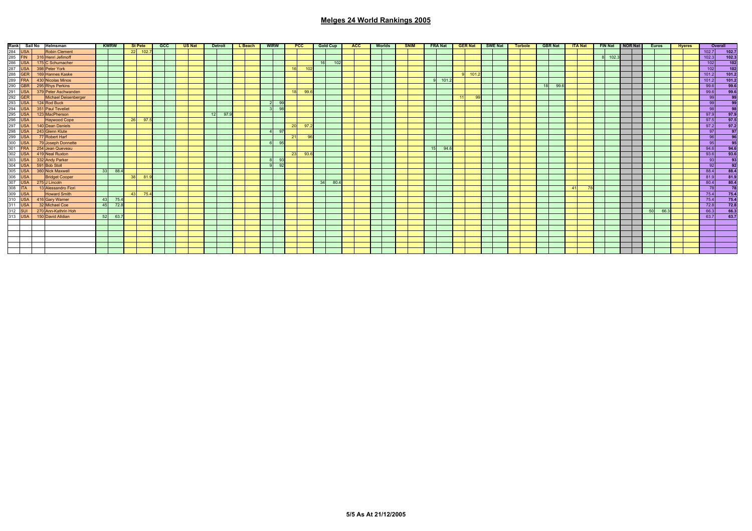## Melges 24 World Rankings 2005

| Rank | Sail No | | Helmsman | KWRW | | St Pete | | GCC | | US Nat | | Detroit | | L Beach | | WIRW | | PCC | | Gold Cup | | ACC | | Worlds | | SNIM | | FRA Nat | | GER Nat | | SWE Nat | | Torbole | | GBR Nat | | ITA Nat | | FIN Nat | | NOR Nat | | Euros | | Hyeres | | Overall | |
|---|---|---|---|---|---|---|---|---|---|---|---|---|---|---|---|---|---|---|---|---|---|---|---|---|---|---|---|---|---|---|---|---|---|---|---|---|---|---|---|---|---|---|---|---|---|---|---|---|---|
| 284 | USA | | Robin Clement | | | 22 | 102.7 | | | | | | | | | | | | | | | | | | | | | | | | | | | | | | | | | | | | | | | | | 102.7 | 102.7 |
| 285 | FIN | 316 | Henri Jefimoff | | | | | | | | | | | | | | | | | | | | | | | | | | | | | | | | | | | | | 8 | 102.3 | | | | | | | 102.3 | 102.3 |
| 286 | USA | 175 | C Schumacher | | | | | | | | | | | | | | | | | 16 | 102 | | | | | | | | | | | | | | | | | | | | | | | | | | | 102 | 102 |
| 287 | USA | 398 | Peter York | | | | | | | | | | | | | | | 16 | 102 | | | | | | | | | | | | | | | | | | | | | | | | | | | | | 102 | 102 |
| 288 | GER | 169 | Hannes Kaske | | | | | | | | | | | | | | | | | | | | | | | | | | | 9 | 101.2 | | | | | | | | | | | | | | | | | 101.2 | 101.2 |
| 289 | FRA | 430 | Nicolas Minos | | | | | | | | | | | | | | | | | | | | | | | | | 9 | 101.2 | | | | | | | | | | | | | | | | | | | 101.2 | 101.2 |
| 290 | GBR | 295 | Rhys Perkins | | | | | | | | | | | | | | | | | | | | | | | | | | | | | | | | | 18 | 99.6 | | | | | | | | | | | 99.6 | 99.6 |
| 291 | USA | 379 | Peter Aschwanden | | | | | | | | | | | | | | | 18 | 99.6 | | | | | | | | | | | | | | | | | | | | | | | | | | | | | 99.6 | 99.6 |
| 292 | GER | | Michael Deisenberger | | | | | | | | | | | | | | | | | | | | | | | | | | | 11 | 99 | | | | | | | | | | | | | | | | | 99 | 99 |
| 293 | USA | 124 | Rod Buck | | | | | | | | | | | | | 2 | 99 | | | | | | | | | | | | | | | | | | | | | | | | | | | | | | | 99 | 99 |
| 294 | USA | 351 | Paul Teveliet | | | | | | | | | | | | | 3 | 98 | | | | | | | | | | | | | | | | | | | | | | | | | | | | | | | 98 | 98 |
| 295 | USA | 123 | MacPherson | | | | | | | | | 12 | 97.9 | | | | | | | | | | | | | | | | | | | | | | | | | | | | | | | | | | | 97.9 | 97.9 |
| 296 | USA | | Haywood Cope | | | 26 | 97.5 | | | | | | | | | | | | | | | | | | | | | | | | | | | | | | | | | | | | | | | | | 97.5 | 97.5 |
| 297 | USA | 140 | Dean Daniels | | | | | | | | | | | | | | | 20 | 97.2 | | | | | | | | | | | | | | | | | | | | | | | | | | | | | 97.2 | 97.2 |
| 298 | USA | 243 | Glenn Klute | | | | | | | | | | | | | 4 | 97 | | | | | | | | | | | | | | | | | | | | | | | | | | | | | | | 97 | 97 |
| 299 | USA | 77 | Robert Harf | | | | | | | | | | | | | | | 21 | 96 | | | | | | | | | | | | | | | | | | | | | | | | | | | | | 96 | 96 |
| 300 | USA | 79 | Joseph Donnette | | | | | | | | | | | | | 6 | 95 | | | | | | | | | | | | | | | | | | | | | | | | | | | | | | | 95 | 95 |
| 301 | FRA | 254 | Jean Queveau | | | | | | | | | | | | | | | | | | | | | | | | | 15 | 94.6 | | | | | | | | | | | | | | | | | | | 94.6 | 94.6 |
| 302 | USA | 419 | Neal Ruxton | | | | | | | | | | | | | | | 23 | 93.6 | | | | | | | | | | | | | | | | | | | | | | | | | | | | | 93.6 | 93.6 |
| 303 | USA | 332 | Andy Parker | | | | | | | | | | | | | 8 | 93 | | | | | | | | | | | | | | | | | | | | | | | | | | | | | | | 93 | 93 |
| 304 | USA | 591 | Bob Stoll | | | | | | | | | | | | | 9 | 92 | | | | | | | | | | | | | | | | | | | | | | | | | | | | | | | 92 | 92 |
| 305 | USA | 360 | Nick Maxwell | 33 | 88.4 | | | | | | | | | | | | | | | | | | | | | | | | | | | | | | | | | | | | | | | | | | | 88.4 | 88.4 |
| 306 | USA | | Bridget Cooper | | | 38 | 81.9 | | | | | | | | | | | | | | | | | | | | | | | | | | | | | | | | | | | | | | | | | 81.9 | 81.9 |
| 307 | USA | 275 | J Lincoln | | | | | | | | | | | | | | | | | 34 | 80.4 | | | | | | | | | | | | | | | | | | | | | | | | | | | 80.4 | 80.4 |
| 308 | ITA | 13 | Alessandro Fiori | | | | | | | | | | | | | | | | | | | | | | | | | | | | | | | | | | | 41 | 78 | | | | | | | | | 78 | 78 |
| 309 | USA | | Howard Smith | | | 43 | 75.4 | | | | | | | | | | | | | | | | | | | | | | | | | | | | | | | | | | | | | | | | | 75.4 | 75.4 |
| 310 | USA | 416 | Gary Warner | 43 | 75.4 | | | | | | | | | | | | | | | | | | | | | | | | | | | | | | | | | | | | | | | | | | | 75.4 | 75.4 |
| 311 | USA | 32 | Michael Coe | 45 | 72.8 | | | | | | | | | | | | | | | | | | | | | | | | | | | | | | | | | | | | | | | | | | | 72.8 | 72.8 |
| 312 | SUI | 270 | Ann-Kathrin Hoh | | | | | | | | | | | | | | | | | | | | | | | | | | | | | | | | | | | | | | | | | 50 | 66.3 | | | 66.3 | 66.3 |
| 313 | USA | 150 | David Alldian | 52 | 63.7 | | | | | | | | | | | | | | | | | | | | | | | | | | | | | | | | | | | | | | | | | | | 63.7 | 63.7 |

5/5 As At 21/12/2005